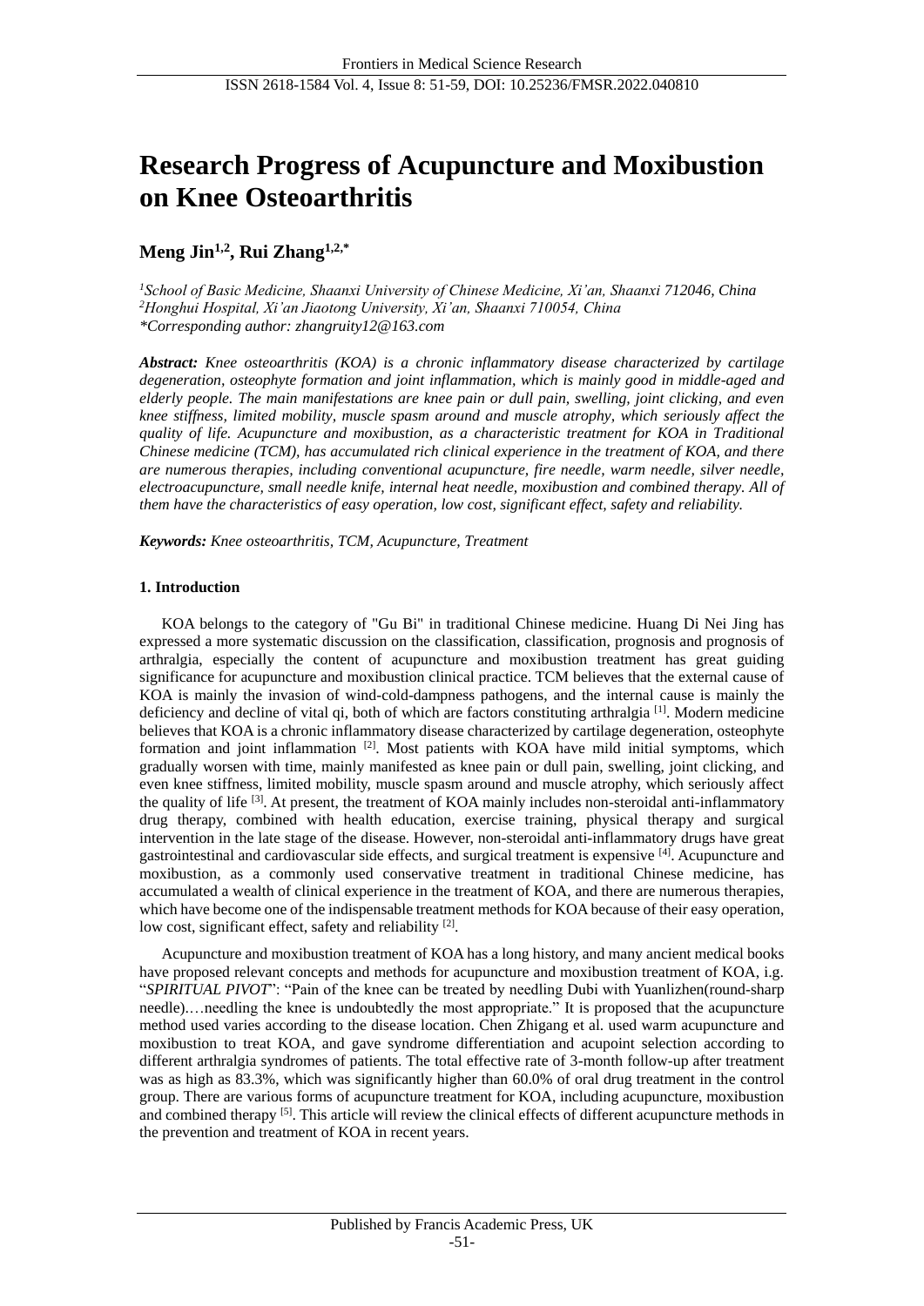# Research Progress of Acupuncture and Moxibustion on Knee Osteoarthritis

**Meng Jin[1,2], Rui Zhang[1,2,*]**

*[1]School of Basic Medicine, Shaanxi University of Chinese Medicine, Xi'an, Shaanxi 712046, China*
*[2]Honghui Hospital, Xi'an Jiaotong University, Xi'an, Shaanxi 710054, China*
*\*Corresponding author: zhangruity12@163.com*

***Abstract:*** *Knee osteoarthritis (KOA) is a chronic inflammatory disease characterized by cartilage degeneration, osteophyte formation and joint inflammation, which is mainly good in middle-aged and elderly people. The main manifestations are knee pain or dull pain, swelling, joint clicking, and even knee stiffness, limited mobility, muscle spasm around and muscle atrophy, which seriously affect the quality of life. Acupuncture and moxibustion, as a characteristic treatment for KOA in Traditional Chinese medicine (TCM), has accumulated rich clinical experience in the treatment of KOA, and there are numerous therapies, including conventional acupuncture, fire needle, warm needle, silver needle, electroacupuncture, small needle knife, internal heat needle, moxibustion and combined therapy. All of them have the characteristics of easy operation, low cost, significant effect, safety and reliability.*

***Keywords:*** *Knee osteoarthritis, TCM, Acupuncture, Treatment*

## 1. Introduction

KOA belongs to the category of "Gu Bi" in traditional Chinese medicine. Huang Di Nei Jing has expressed a more systematic discussion on the classification, classification, prognosis and prognosis of arthralgia, especially the content of acupuncture and moxibustion treatment has great guiding significance for acupuncture and moxibustion clinical practice. TCM believes that the external cause of KOA is mainly the invasion of wind-cold-dampness pathogens, and the internal cause is mainly the deficiency and decline of vital qi, both of which are factors constituting arthralgia [1]. Modern medicine believes that KOA is a chronic inflammatory disease characterized by cartilage degeneration, osteophyte formation and joint inflammation [2]. Most patients with KOA have mild initial symptoms, which gradually worsen with time, mainly manifested as knee pain or dull pain, swelling, joint clicking, and even knee stiffness, limited mobility, muscle spasm around and muscle atrophy, which seriously affect the quality of life [3]. At present, the treatment of KOA mainly includes non-steroidal anti-inflammatory drug therapy, combined with health education, exercise training, physical therapy and surgical intervention in the late stage of the disease. However, non-steroidal anti-inflammatory drugs have great gastrointestinal and cardiovascular side effects, and surgical treatment is expensive [4]. Acupuncture and moxibustion, as a commonly used conservative treatment in traditional Chinese medicine, has accumulated a wealth of clinical experience in the treatment of KOA, and there are numerous therapies, which have become one of the indispensable treatment methods for KOA because of their easy operation, low cost, significant effect, safety and reliability [2].

Acupuncture and moxibustion treatment of KOA has a long history, and many ancient medical books have proposed relevant concepts and methods for acupuncture and moxibustion treatment of KOA, i.e. "*SPIRITUAL PIVOT*": "Pain of the knee can be treated by needling Dubi with Yuanlizhen(round-sharp needle).…needling the knee is undoubtedly the most appropriate." It is proposed that the acupuncture method used varies according to the disease location. Chen Zhigang et al. used warm acupuncture and moxibustion to treat KOA, and gave syndrome differentiation and acupoint selection according to different arthralgia syndromes of patients. The total effective rate of 3-month follow-up after treatment was as high as 83.3%, which was significantly higher than 60.0% of oral drug treatment in the control group. There are various forms of acupuncture treatment for KOA, including acupuncture, moxibustion and combined therapy [5]. This article will review the clinical effects of different acupuncture methods in the prevention and treatment of KOA in recent years.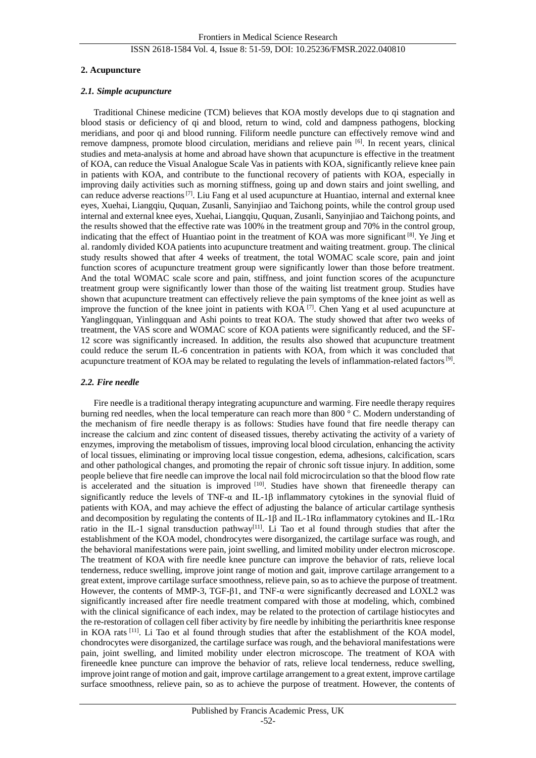## 2. Acupuncture

### *2.1. Simple acupuncture*

Traditional Chinese medicine (TCM) believes that KOA mostly develops due to qi stagnation and blood stasis or deficiency of qi and blood, return to wind, cold and dampness pathogens, blocking meridians, and poor qi and blood running. Filiform needle puncture can effectively remove wind and remove dampness, promote blood circulation, meridians and relieve pain [6]. In recent years, clinical studies and meta-analysis at home and abroad have shown that acupuncture is effective in the treatment of KOA, can reduce the Visual Analogue Scale Vas in patients with KOA, significantly relieve knee pain in patients with KOA, and contribute to the functional recovery of patients with KOA, especially in improving daily activities such as morning stiffness, going up and down stairs and joint swelling, and can reduce adverse reactions [7]. Liu Fang et al used acupuncture at Huantiao, internal and external knee eyes, Xuehai, Liangqiu, Ququan, Zusanli, Sanyinjiao and Taichong points, while the control group used internal and external knee eyes, Xuehai, Liangqiu, Ququan, Zusanli, Sanyinjiao and Taichong points, and the results showed that the effective rate was 100% in the treatment group and 70% in the control group, indicating that the effect of Huantiao point in the treatment of KOA was more significant [8]. Ye Jing et al. randomly divided KOA patients into acupuncture treatment and waiting treatment. group. The clinical study results showed that after 4 weeks of treatment, the total WOMAC scale score, pain and joint function scores of acupuncture treatment group were significantly lower than those before treatment. And the total WOMAC scale score and pain, stiffness, and joint function scores of the acupuncture treatment group were significantly lower than those of the waiting list treatment group. Studies have shown that acupuncture treatment can effectively relieve the pain symptoms of the knee joint as well as improve the function of the knee joint in patients with KOA [7]. Chen Yang et al used acupuncture at Yanglingquan, Yinlingquan and Ashi points to treat KOA. The study showed that after two weeks of treatment, the VAS score and WOMAC score of KOA patients were significantly reduced, and the SF-12 score was significantly increased. In addition, the results also showed that acupuncture treatment could reduce the serum IL-6 concentration in patients with KOA, from which it was concluded that acupuncture treatment of KOA may be related to regulating the levels of inflammation-related factors [9].

### *2.2. Fire needle*

Fire needle is a traditional therapy integrating acupuncture and warming. Fire needle therapy requires burning red needles, when the local temperature can reach more than 800 ° C. Modern understanding of the mechanism of fire needle therapy is as follows: Studies have found that fire needle therapy can increase the calcium and zinc content of diseased tissues, thereby activating the activity of a variety of enzymes, improving the metabolism of tissues, improving local blood circulation, enhancing the activity of local tissues, eliminating or improving local tissue congestion, edema, adhesions, calcification, scars and other pathological changes, and promoting the repair of chronic soft tissue injury. In addition, some people believe that fire needle can improve the local nail fold microcirculation so that the blood flow rate is accelerated and the situation is improved [10]. Studies have shown that fireneedle therapy can significantly reduce the levels of TNF-α and IL-1β inflammatory cytokines in the synovial fluid of patients with KOA, and may achieve the effect of adjusting the balance of articular cartilage synthesis and decomposition by regulating the contents of IL-1β and IL-1Rα inflammatory cytokines and IL-1Rα ratio in the IL-1 signal transduction pathway[11]. Li Tao et al found through studies that after the establishment of the KOA model, chondrocytes were disorganized, the cartilage surface was rough, and the behavioral manifestations were pain, joint swelling, and limited mobility under electron microscope. The treatment of KOA with fire needle knee puncture can improve the behavior of rats, relieve local tenderness, reduce swelling, improve joint range of motion and gait, improve cartilage arrangement to a great extent, improve cartilage surface smoothness, relieve pain, so as to achieve the purpose of treatment. However, the contents of MMP-3, TGF-β1, and TNF-α were significantly decreased and LOXL2 was significantly increased after fire needle treatment compared with those at modeling, which, combined with the clinical significance of each index, may be related to the protection of cartilage histiocytes and the re-restoration of collagen cell fiber activity by fire needle by inhibiting the periarthritis knee response in KOA rats [11]. Li Tao et al found through studies that after the establishment of the KOA model, chondrocytes were disorganized, the cartilage surface was rough, and the behavioral manifestations were pain, joint swelling, and limited mobility under electron microscope. The treatment of KOA with fireneedle knee puncture can improve the behavior of rats, relieve local tenderness, reduce swelling, improve joint range of motion and gait, improve cartilage arrangement to a great extent, improve cartilage surface smoothness, relieve pain, so as to achieve the purpose of treatment. However, the contents of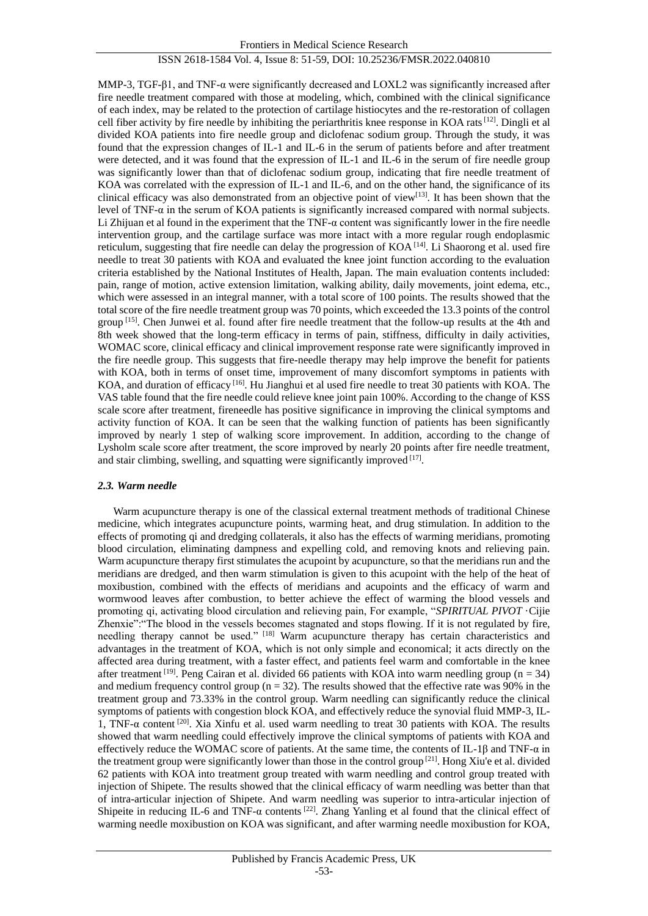MMP-3, TGF-β1, and TNF-α were significantly decreased and LOXL2 was significantly increased after fire needle treatment compared with those at modeling, which, combined with the clinical significance of each index, may be related to the protection of cartilage histiocytes and the re-restoration of collagen cell fiber activity by fire needle by inhibiting the periarthritis knee response in KOA rats [12]. Dingli et al divided KOA patients into fire needle group and diclofenac sodium group. Through the study, it was found that the expression changes of IL-1 and IL-6 in the serum of patients before and after treatment were detected, and it was found that the expression of IL-1 and IL-6 in the serum of fire needle group was significantly lower than that of diclofenac sodium group, indicating that fire needle treatment of KOA was correlated with the expression of IL-1 and IL-6, and on the other hand, the significance of its clinical efficacy was also demonstrated from an objective point of view[13]. It has been shown that the level of TNF-α in the serum of KOA patients is significantly increased compared with normal subjects. Li Zhijuan et al found in the experiment that the TNF-α content was significantly lower in the fire needle intervention group, and the cartilage surface was more intact with a more regular rough endoplasmic reticulum, suggesting that fire needle can delay the progression of KOA [14]. Li Shaorong et al. used fire needle to treat 30 patients with KOA and evaluated the knee joint function according to the evaluation criteria established by the National Institutes of Health, Japan. The main evaluation contents included: pain, range of motion, active extension limitation, walking ability, daily movements, joint edema, etc., which were assessed in an integral manner, with a total score of 100 points. The results showed that the total score of the fire needle treatment group was 70 points, which exceeded the 13.3 points of the control group [15]. Chen Junwei et al. found after fire needle treatment that the follow-up results at the 4th and 8th week showed that the long-term efficacy in terms of pain, stiffness, difficulty in daily activities, WOMAC score, clinical efficacy and clinical improvement response rate were significantly improved in the fire needle group. This suggests that fire-needle therapy may help improve the benefit for patients with KOA, both in terms of onset time, improvement of many discomfort symptoms in patients with KOA, and duration of efficacy [16]. Hu Jianghui et al used fire needle to treat 30 patients with KOA. The VAS table found that the fire needle could relieve knee joint pain 100%. According to the change of KSS scale score after treatment, fireneedle has positive significance in improving the clinical symptoms and activity function of KOA. It can be seen that the walking function of patients has been significantly improved by nearly 1 step of walking score improvement. In addition, according to the change of Lysholm scale score after treatment, the score improved by nearly 20 points after fire needle treatment, and stair climbing, swelling, and squatting were significantly improved [17].

### *2.3. Warm needle*

Warm acupuncture therapy is one of the classical external treatment methods of traditional Chinese medicine, which integrates acupuncture points, warming heat, and drug stimulation. In addition to the effects of promoting qi and dredging collaterals, it also has the effects of warming meridians, promoting blood circulation, eliminating dampness and expelling cold, and removing knots and relieving pain. Warm acupuncture therapy first stimulates the acupoint by acupuncture, so that the meridians run and the meridians are dredged, and then warm stimulation is given to this acupoint with the help of the heat of moxibustion, combined with the effects of meridians and acupoints and the efficacy of warm and wormwood leaves after combustion, to better achieve the effect of warming the blood vessels and promoting qi, activating blood circulation and relieving pain, For example, "*SPIRITUAL PIVOT* ·Cijie Zhenxie":"The blood in the vessels becomes stagnated and stops flowing. If it is not regulated by fire, needling therapy cannot be used." [18] Warm acupuncture therapy has certain characteristics and advantages in the treatment of KOA, which is not only simple and economical; it acts directly on the affected area during treatment, with a faster effect, and patients feel warm and comfortable in the knee after treatment [19]. Peng Cairan et al. divided 66 patients with KOA into warm needling group ($n = 34$) and medium frequency control group ($n = 32$). The results showed that the effective rate was 90% in the treatment group and 73.33% in the control group. Warm needling can significantly reduce the clinical symptoms of patients with congestion block KOA, and effectively reduce the synovial fluid MMP-3, IL-1, TNF-α content [20]. Xia Xinfu et al. used warm needling to treat 30 patients with KOA. The results showed that warm needling could effectively improve the clinical symptoms of patients with KOA and effectively reduce the WOMAC score of patients. At the same time, the contents of IL-1β and TNF-α in the treatment group were significantly lower than those in the control group [21]. Hong Xiu'e et al. divided 62 patients with KOA into treatment group treated with warm needling and control group treated with injection of Shipete. The results showed that the clinical efficacy of warm needling was better than that of intra-articular injection of Shipete. And warm needling was superior to intra-articular injection of Shipeite in reducing IL-6 and TNF-α contents [22]. Zhang Yanling et al found that the clinical effect of warming needle moxibustion on KOA was significant, and after warming needle moxibustion for KOA,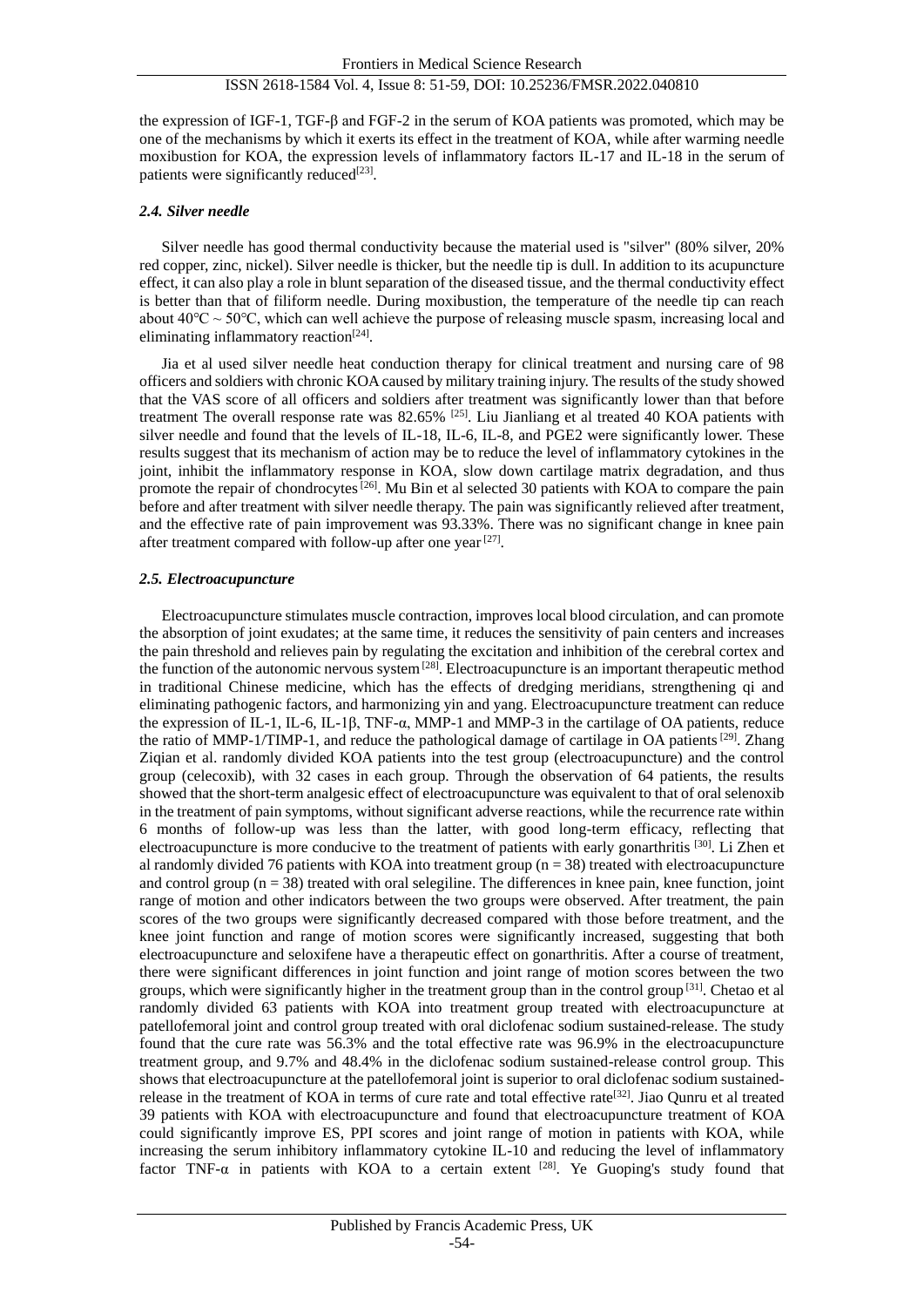the expression of IGF-1, TGF-β and FGF-2 in the serum of KOA patients was promoted, which may be one of the mechanisms by which it exerts its effect in the treatment of KOA, while after warming needle moxibustion for KOA, the expression levels of inflammatory factors IL-17 and IL-18 in the serum of patients were significantly reduced[23].

### *2.4. Silver needle*

Silver needle has good thermal conductivity because the material used is "silver" (80% silver, 20% red copper, zinc, nickel). Silver needle is thicker, but the needle tip is dull. In addition to its acupuncture effect, it can also play a role in blunt separation of the diseased tissue, and the thermal conductivity effect is better than that of filiform needle. During moxibustion, the temperature of the needle tip can reach about 40℃ ~ 50℃, which can well achieve the purpose of releasing muscle spasm, increasing local and eliminating inflammatory reaction[24].

Jia et al used silver needle heat conduction therapy for clinical treatment and nursing care of 98 officers and soldiers with chronic KOA caused by military training injury. The results of the study showed that the VAS score of all officers and soldiers after treatment was significantly lower than that before treatment The overall response rate was 82.65% [25]. Liu Jianliang et al treated 40 KOA patients with silver needle and found that the levels of IL-18, IL-6, IL-8, and PGE2 were significantly lower. These results suggest that its mechanism of action may be to reduce the level of inflammatory cytokines in the joint, inhibit the inflammatory response in KOA, slow down cartilage matrix degradation, and thus promote the repair of chondrocytes [26]. Mu Bin et al selected 30 patients with KOA to compare the pain before and after treatment with silver needle therapy. The pain was significantly relieved after treatment, and the effective rate of pain improvement was 93.33%. There was no significant change in knee pain after treatment compared with follow-up after one year [27].

### *2.5. Electroacupuncture*

Electroacupuncture stimulates muscle contraction, improves local blood circulation, and can promote the absorption of joint exudates; at the same time, it reduces the sensitivity of pain centers and increases the pain threshold and relieves pain by regulating the excitation and inhibition of the cerebral cortex and the function of the autonomic nervous system [28]. Electroacupuncture is an important therapeutic method in traditional Chinese medicine, which has the effects of dredging meridians, strengthening qi and eliminating pathogenic factors, and harmonizing yin and yang. Electroacupuncture treatment can reduce the expression of IL-1, IL-6, IL-1β, TNF-α, MMP-1 and MMP-3 in the cartilage of OA patients, reduce the ratio of MMP-1/TIMP-1, and reduce the pathological damage of cartilage in OA patients [29]. Zhang Ziqian et al. randomly divided KOA patients into the test group (electroacupuncture) and the control group (celecoxib), with 32 cases in each group. Through the observation of 64 patients, the results showed that the short-term analgesic effect of electroacupuncture was equivalent to that of oral selenoxib in the treatment of pain symptoms, without significant adverse reactions, while the recurrence rate within 6 months of follow-up was less than the latter, with good long-term efficacy, reflecting that electroacupuncture is more conducive to the treatment of patients with early gonarthritis [30]. Li Zhen et al randomly divided 76 patients with KOA into treatment group ($n = 38$) treated with electroacupuncture and control group ($n = 38$) treated with oral selegiline. The differences in knee pain, knee function, joint range of motion and other indicators between the two groups were observed. After treatment, the pain scores of the two groups were significantly decreased compared with those before treatment, and the knee joint function and range of motion scores were significantly increased, suggesting that both electroacupuncture and seloxifene have a therapeutic effect on gonarthritis. After a course of treatment, there were significant differences in joint function and joint range of motion scores between the two groups, which were significantly higher in the treatment group than in the control group [31]. Chetao et al randomly divided 63 patients with KOA into treatment group treated with electroacupuncture at patellofemoral joint and control group treated with oral diclofenac sodium sustained-release. The study found that the cure rate was 56.3% and the total effective rate was 96.9% in the electroacupuncture treatment group, and 9.7% and 48.4% in the diclofenac sodium sustained-release control group. This shows that electroacupuncture at the patellofemoral joint is superior to oral diclofenac sodium sustained-release in the treatment of KOA in terms of cure rate and total effective rate[32]. Jiao Qunru et al treated 39 patients with KOA with electroacupuncture and found that electroacupuncture treatment of KOA could significantly improve ES, PPI scores and joint range of motion in patients with KOA, while increasing the serum inhibitory inflammatory cytokine IL-10 and reducing the level of inflammatory factor TNF-α in patients with KOA to a certain extent [28]. Ye Guoping's study found that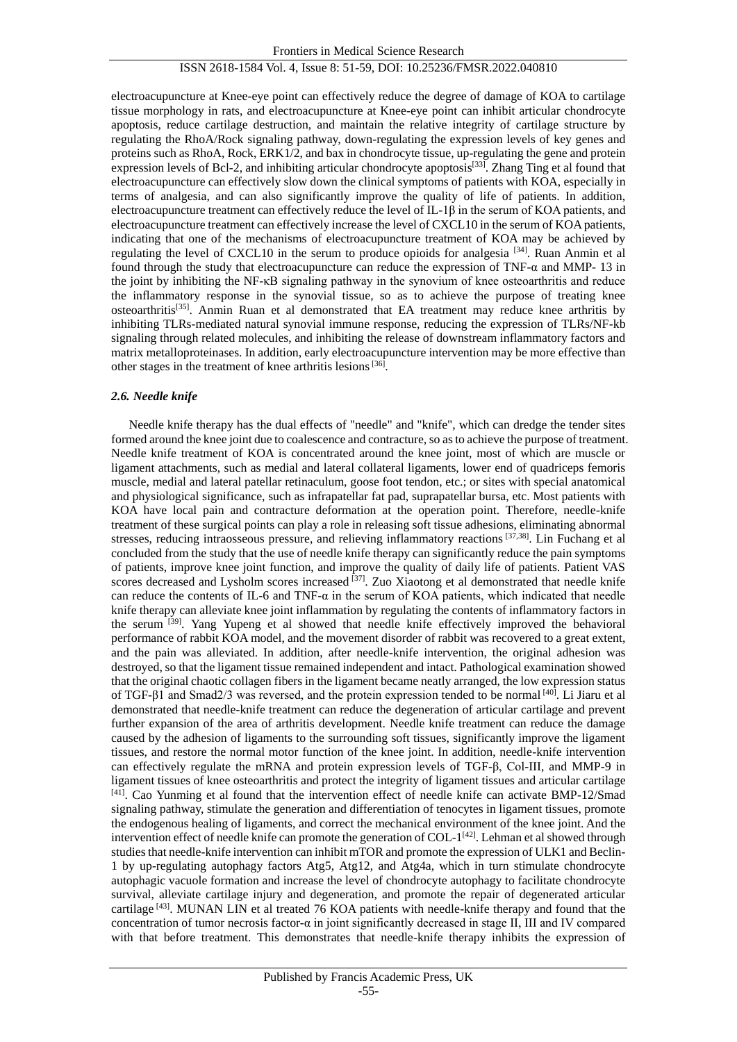electroacupuncture at Knee-eye point can effectively reduce the degree of damage of KOA to cartilage tissue morphology in rats, and electroacupuncture at Knee-eye point can inhibit articular chondrocyte apoptosis, reduce cartilage destruction, and maintain the relative integrity of cartilage structure by regulating the RhoA/Rock signaling pathway, down-regulating the expression levels of key genes and proteins such as RhoA, Rock, ERK1/2, and bax in chondrocyte tissue, up-regulating the gene and protein expression levels of Bcl-2, and inhibiting articular chondrocyte apoptosis[33]. Zhang Ting et al found that electroacupuncture can effectively slow down the clinical symptoms of patients with KOA, especially in terms of analgesia, and can also significantly improve the quality of life of patients. In addition, electroacupuncture treatment can effectively reduce the level of IL-1β in the serum of KOA patients, and electroacupuncture treatment can effectively increase the level of CXCL10 in the serum of KOA patients, indicating that one of the mechanisms of electroacupuncture treatment of KOA may be achieved by regulating the level of CXCL10 in the serum to produce opioids for analgesia [34]. Ruan Anmin et al found through the study that electroacupuncture can reduce the expression of TNF-α and MMP- 13 in the joint by inhibiting the NF-κB signaling pathway in the synovium of knee osteoarthritis and reduce the inflammatory response in the synovial tissue, so as to achieve the purpose of treating knee osteoarthritis[35]. Anmin Ruan et al demonstrated that EA treatment may reduce knee arthritis by inhibiting TLRs-mediated natural synovial immune response, reducing the expression of TLRs/NF-kb signaling through related molecules, and inhibiting the release of downstream inflammatory factors and matrix metalloproteinases. In addition, early electroacupuncture intervention may be more effective than other stages in the treatment of knee arthritis lesions [36].

### *2.6. Needle knife*

Needle knife therapy has the dual effects of "needle" and "knife", which can dredge the tender sites formed around the knee joint due to coalescence and contracture, so as to achieve the purpose of treatment. Needle knife treatment of KOA is concentrated around the knee joint, most of which are muscle or ligament attachments, such as medial and lateral collateral ligaments, lower end of quadriceps femoris muscle, medial and lateral patellar retinaculum, goose foot tendon, etc.; or sites with special anatomical and physiological significance, such as infrapatellar fat pad, suprapatellar bursa, etc. Most patients with KOA have local pain and contracture deformation at the operation point. Therefore, needle-knife treatment of these surgical points can play a role in releasing soft tissue adhesions, eliminating abnormal stresses, reducing intraosseous pressure, and relieving inflammatory reactions [37,38]. Lin Fuchang et al concluded from the study that the use of needle knife therapy can significantly reduce the pain symptoms of patients, improve knee joint function, and improve the quality of daily life of patients. Patient VAS scores decreased and Lysholm scores increased [37]. Zuo Xiaotong et al demonstrated that needle knife can reduce the contents of IL-6 and TNF-α in the serum of KOA patients, which indicated that needle knife therapy can alleviate knee joint inflammation by regulating the contents of inflammatory factors in the serum [39]. Yang Yupeng et al showed that needle knife effectively improved the behavioral performance of rabbit KOA model, and the movement disorder of rabbit was recovered to a great extent, and the pain was alleviated. In addition, after needle-knife intervention, the original adhesion was destroyed, so that the ligament tissue remained independent and intact. Pathological examination showed that the original chaotic collagen fibers in the ligament became neatly arranged, the low expression status of TGF-β1 and Smad2/3 was reversed, and the protein expression tended to be normal [40]. Li Jiaru et al demonstrated that needle-knife treatment can reduce the degeneration of articular cartilage and prevent further expansion of the area of arthritis development. Needle knife treatment can reduce the damage caused by the adhesion of ligaments to the surrounding soft tissues, significantly improve the ligament tissues, and restore the normal motor function of the knee joint. In addition, needle-knife intervention can effectively regulate the mRNA and protein expression levels of TGF-β, Col-III, and MMP-9 in ligament tissues of knee osteoarthritis and protect the integrity of ligament tissues and articular cartilage [41]. Cao Yunming et al found that the intervention effect of needle knife can activate BMP-12/Smad signaling pathway, stimulate the generation and differentiation of tenocytes in ligament tissues, promote the endogenous healing of ligaments, and correct the mechanical environment of the knee joint. And the intervention effect of needle knife can promote the generation of COL-1[42]. Lehman et al showed through studies that needle-knife intervention can inhibit mTOR and promote the expression of ULK1 and Beclin-1 by up-regulating autophagy factors Atg5, Atg12, and Atg4a, which in turn stimulate chondrocyte autophagic vacuole formation and increase the level of chondrocyte autophagy to facilitate chondrocyte survival, alleviate cartilage injury and degeneration, and promote the repair of degenerated articular cartilage [43]. MUNAN LIN et al treated 76 KOA patients with needle-knife therapy and found that the concentration of tumor necrosis factor-α in joint significantly decreased in stage II, III and IV compared with that before treatment. This demonstrates that needle-knife therapy inhibits the expression of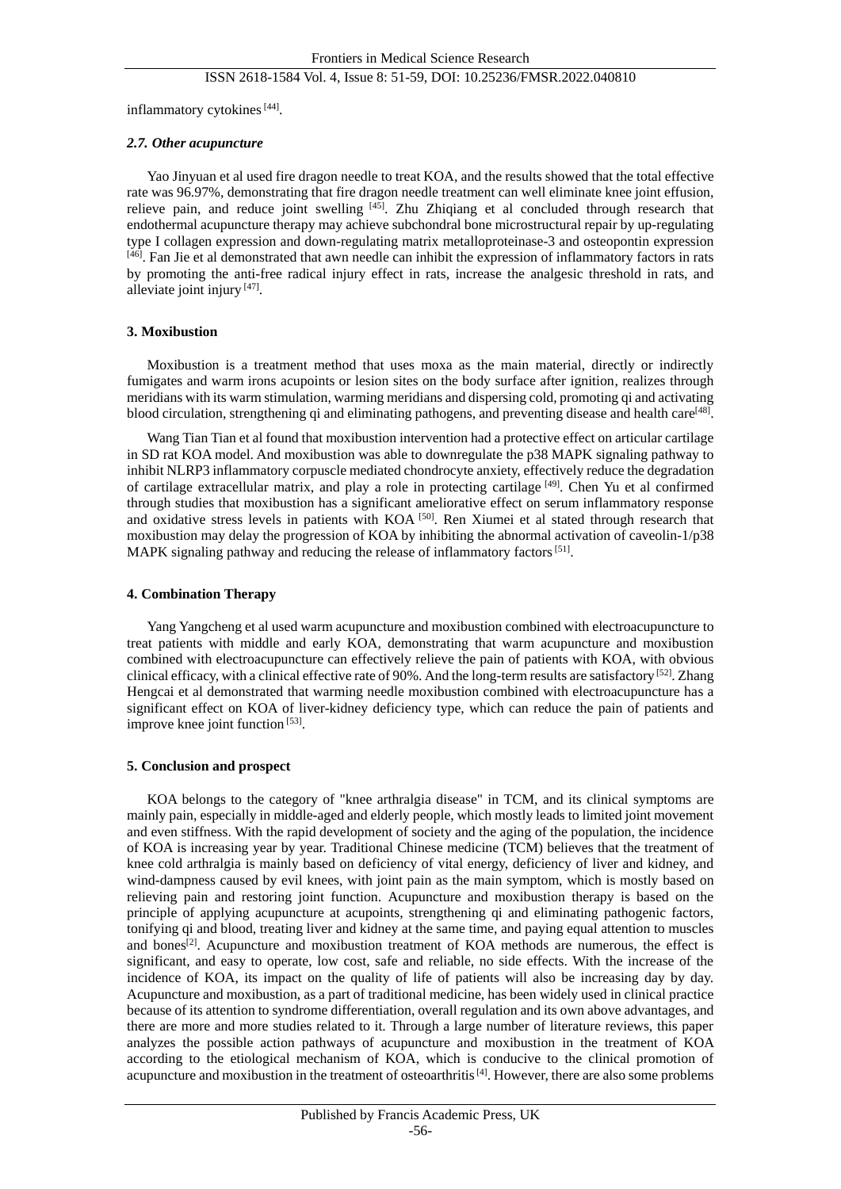inflammatory cytokines [44].

### *2.7. Other acupuncture*

Yao Jinyuan et al used fire dragon needle to treat KOA, and the results showed that the total effective rate was 96.97%, demonstrating that fire dragon needle treatment can well eliminate knee joint effusion, relieve pain, and reduce joint swelling [45]. Zhu Zhiqiang et al concluded through research that endothermal acupuncture therapy may achieve subchondral bone microstructural repair by up-regulating type I collagen expression and down-regulating matrix metalloproteinase-3 and osteopontin expression [46]. Fan Jie et al demonstrated that awn needle can inhibit the expression of inflammatory factors in rats by promoting the anti-free radical injury effect in rats, increase the analgesic threshold in rats, and alleviate joint injury [47].

## **3. Moxibustion**

Moxibustion is a treatment method that uses moxa as the main material, directly or indirectly fumigates and warm irons acupoints or lesion sites on the body surface after ignition, realizes through meridians with its warm stimulation, warming meridians and dispersing cold, promoting qi and activating blood circulation, strengthening qi and eliminating pathogens, and preventing disease and health care[48].

Wang Tian Tian et al found that moxibustion intervention had a protective effect on articular cartilage in SD rat KOA model. And moxibustion was able to downregulate the p38 MAPK signaling pathway to inhibit NLRP3 inflammatory corpuscle mediated chondrocyte anxiety, effectively reduce the degradation of cartilage extracellular matrix, and play a role in protecting cartilage [49]. Chen Yu et al confirmed through studies that moxibustion has a significant ameliorative effect on serum inflammatory response and oxidative stress levels in patients with KOA [50]. Ren Xiumei et al stated through research that moxibustion may delay the progression of KOA by inhibiting the abnormal activation of caveolin-1/p38 MAPK signaling pathway and reducing the release of inflammatory factors [51].

## **4. Combination Therapy**

Yang Yangcheng et al used warm acupuncture and moxibustion combined with electroacupuncture to treat patients with middle and early KOA, demonstrating that warm acupuncture and moxibustion combined with electroacupuncture can effectively relieve the pain of patients with KOA, with obvious clinical efficacy, with a clinical effective rate of 90%. And the long-term results are satisfactory [52]. Zhang Hengcai et al demonstrated that warming needle moxibustion combined with electroacupuncture has a significant effect on KOA of liver-kidney deficiency type, which can reduce the pain of patients and improve knee joint function [53].

## **5. Conclusion and prospect**

KOA belongs to the category of "knee arthralgia disease" in TCM, and its clinical symptoms are mainly pain, especially in middle-aged and elderly people, which mostly leads to limited joint movement and even stiffness. With the rapid development of society and the aging of the population, the incidence of KOA is increasing year by year. Traditional Chinese medicine (TCM) believes that the treatment of knee cold arthralgia is mainly based on deficiency of vital energy, deficiency of liver and kidney, and wind-dampness caused by evil knees, with joint pain as the main symptom, which is mostly based on relieving pain and restoring joint function. Acupuncture and moxibustion therapy is based on the principle of applying acupuncture at acupoints, strengthening qi and eliminating pathogenic factors, tonifying qi and blood, treating liver and kidney at the same time, and paying equal attention to muscles and bones[2]. Acupuncture and moxibustion treatment of KOA methods are numerous, the effect is significant, and easy to operate, low cost, safe and reliable, no side effects. With the increase of the incidence of KOA, its impact on the quality of life of patients will also be increasing day by day. Acupuncture and moxibustion, as a part of traditional medicine, has been widely used in clinical practice because of its attention to syndrome differentiation, overall regulation and its own above advantages, and there are more and more studies related to it. Through a large number of literature reviews, this paper analyzes the possible action pathways of acupuncture and moxibustion in the treatment of KOA according to the etiological mechanism of KOA, which is conducive to the clinical promotion of acupuncture and moxibustion in the treatment of osteoarthritis [4]. However, there are also some problems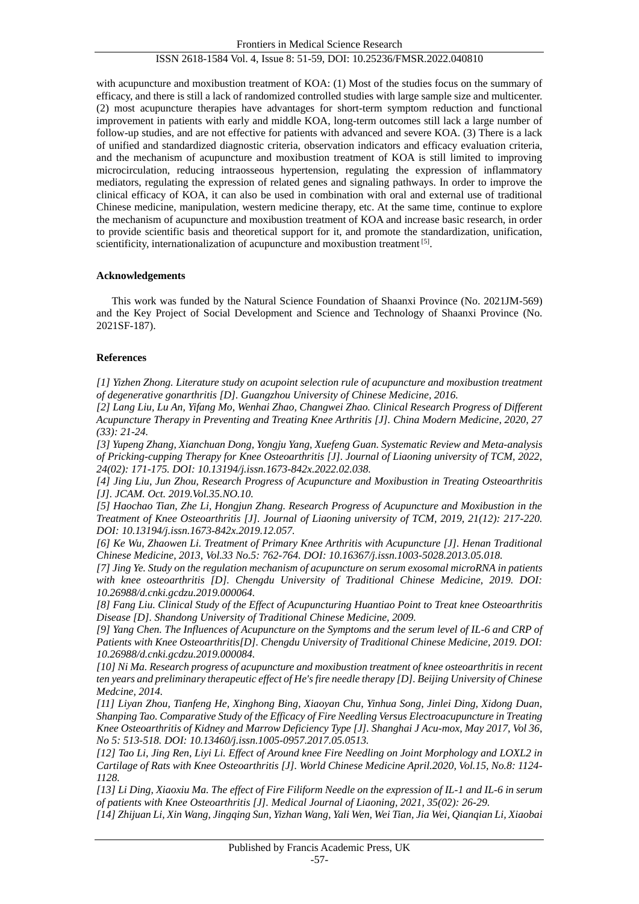with acupuncture and moxibustion treatment of KOA: (1) Most of the studies focus on the summary of efficacy, and there is still a lack of randomized controlled studies with large sample size and multicenter. (2) most acupuncture therapies have advantages for short-term symptom reduction and functional improvement in patients with early and middle KOA, long-term outcomes still lack a large number of follow-up studies, and are not effective for patients with advanced and severe KOA. (3) There is a lack of unified and standardized diagnostic criteria, observation indicators and efficacy evaluation criteria, and the mechanism of acupuncture and moxibustion treatment of KOA is still limited to improving microcirculation, reducing intraosseous hypertension, regulating the expression of inflammatory mediators, regulating the expression of related genes and signaling pathways. In order to improve the clinical efficacy of KOA, it can also be used in combination with oral and external use of traditional Chinese medicine, manipulation, western medicine therapy, etc. At the same time, continue to explore the mechanism of acupuncture and moxibustion treatment of KOA and increase basic research, in order to provide scientific basis and theoretical support for it, and promote the standardization, unification, scientificity, internationalization of acupuncture and moxibustion treatment [5].

## Acknowledgements

This work was funded by the Natural Science Foundation of Shaanxi Province (No. 2021JM-569) and the Key Project of Social Development and Science and Technology of Shaanxi Province (No. 2021SF-187).

## References

*[1] Yizhen Zhong. Literature study on acupoint selection rule of acupuncture and moxibustion treatment of degenerative gonarthritis [D]. Guangzhou University of Chinese Medicine, 2016.*

*[2] Lang Liu, Lu An, Yifang Mo, Wenhai Zhao, Changwei Zhao. Clinical Research Progress of Different Acupuncture Therapy in Preventing and Treating Knee Arthritis [J]. China Modern Medicine, 2020, 27 (33): 21-24.*

*[3] Yupeng Zhang, Xianchuan Dong, Yongju Yang, Xuefeng Guan. Systematic Review and Meta-analysis of Pricking-cupping Therapy for Knee Osteoarthritis [J]. Journal of Liaoning university of TCM, 2022, 24(02): 171-175. DOI: 10.13194/j.issn.1673-842x.2022.02.038.*

*[4] Jing Liu, Jun Zhou, Research Progress of Acupuncture and Moxibustion in Treating Osteoarthritis [J]. JCAM. Oct. 2019.Vol.35.NO.10.*

*[5] Haochao Tian, Zhe Li, Hongjun Zhang. Research Progress of Acupuncture and Moxibustion in the Treatment of Knee Osteoarthritis [J]. Journal of Liaoning university of TCM, 2019, 21(12): 217-220. DOI: 10.13194/j.issn.1673-842x.2019.12.057.*

*[6] Ke Wu, Zhaowen Li. Treatment of Primary Knee Arthritis with Acupuncture [J]. Henan Traditional Chinese Medicine, 2013, Vol.33 No.5: 762-764. DOI: 10.16367/j.issn.1003-5028.2013.05.018.*

*[7] Jing Ye. Study on the regulation mechanism of acupuncture on serum exosomal microRNA in patients with knee osteoarthritis [D]. Chengdu University of Traditional Chinese Medicine, 2019. DOI: 10.26988/d.cnki.gcdzu.2019.000064.*

*[8] Fang Liu. Clinical Study of the Effect of Acupuncturing Huantiao Point to Treat knee Osteoarthritis Disease [D]. Shandong University of Traditional Chinese Medicine, 2009.*

*[9] Yang Chen. The Influences of Acupuncture on the Symptoms and the serum level of IL-6 and CRP of Patients with Knee Osteoarthritis[D]. Chengdu University of Traditional Chinese Medicine, 2019. DOI: 10.26988/d.cnki.gcdzu.2019.000084.*

*[10] Ni Ma. Research progress of acupuncture and moxibustion treatment of knee osteoarthritis in recent ten years and preliminary therapeutic effect of He's fire needle therapy [D]. Beijing University of Chinese Medcine, 2014.*

*[11] Liyan Zhou, Tianfeng He, Xinghong Bing, Xiaoyan Chu, Yinhua Song, Jinlei Ding, Xidong Duan, Shanping Tao. Comparative Study of the Efficacy of Fire Needling Versus Electroacupuncture in Treating Knee Osteoarthritis of Kidney and Marrow Deficiency Type [J]. Shanghai J Acu-mox, May 2017, Vol 36, No 5: 513-518. DOI: 10.13460/j.issn.1005-0957.2017.05.0513.*

*[12] Tao Li, Jing Ren, Liyi Li. Effect of Around knee Fire Needling on Joint Morphology and LOXL2 in Cartilage of Rats with Knee Osteoarthritis [J]. World Chinese Medicine April.2020, Vol.15, No.8: 1124-1128.*

*[13] Li Ding, Xiaoxiu Ma. The effect of Fire Filiform Needle on the expression of IL-1 and IL-6 in serum of patients with Knee Osteoarthritis [J]. Medical Journal of Liaoning, 2021, 35(02): 26-29.*

*[14] Zhijuan Li, Xin Wang, Jingqing Sun, Yizhan Wang, Yali Wen, Wei Tian, Jia Wei, Qianqian Li, Xiaobai*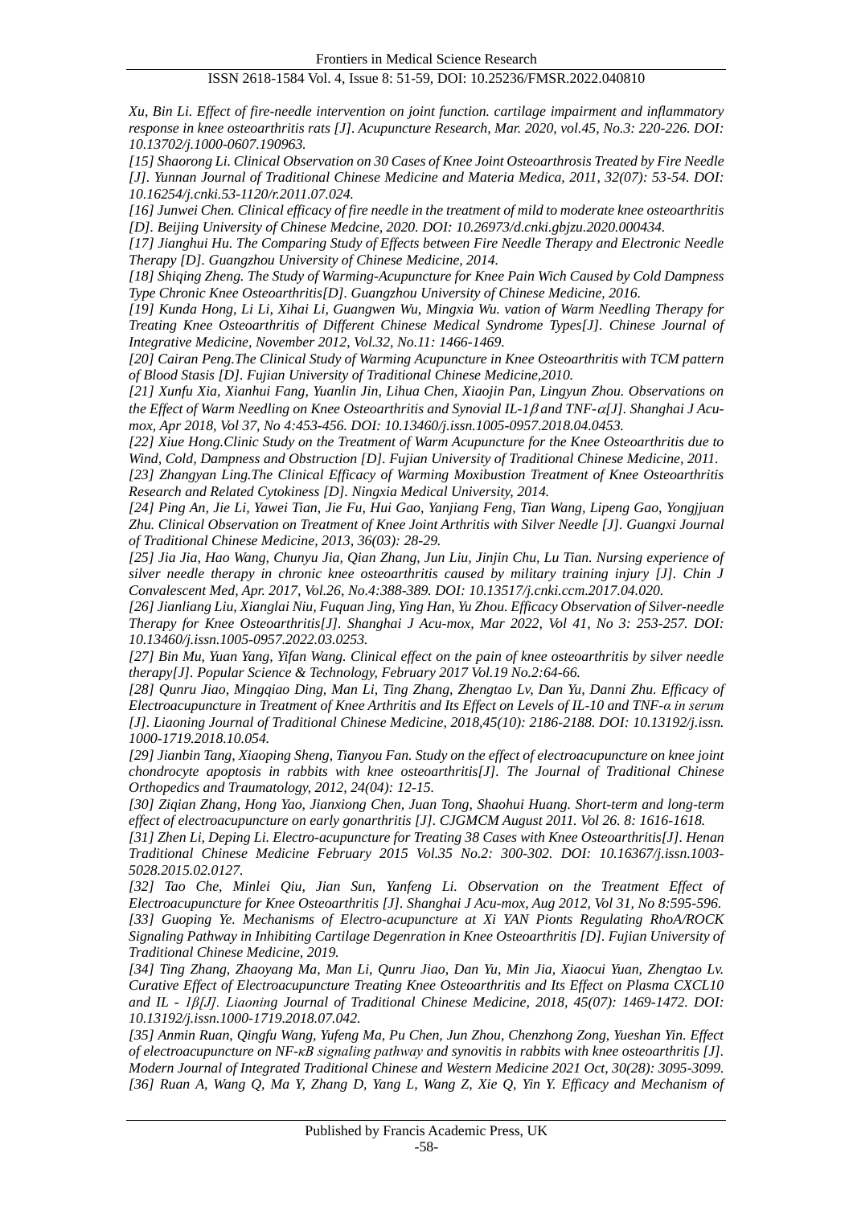*Xu, Bin Li. Effect of fire-needle intervention on joint function. cartilage impairment and inflammatory response in knee osteoarthritis rats [J]. Acupuncture Research, Mar. 2020, vol.45, No.3: 220-226. DOI: 10.13702/j.1000-0607.190963.*

*[15] Shaorong Li. Clinical Observation on 30 Cases of Knee Joint Osteoarthrosis Treated by Fire Needle [J]. Yunnan Journal of Traditional Chinese Medicine and Materia Medica, 2011, 32(07): 53-54. DOI: 10.16254/j.cnki.53-1120/r.2011.07.024.*

*[16] Junwei Chen. Clinical efficacy of fire needle in the treatment of mild to moderate knee osteoarthritis [D]. Beijing University of Chinese Medcine, 2020. DOI: 10.26973/d.cnki.gbjzu.2020.000434.*

*[17] Jianghui Hu. The Comparing Study of Effects between Fire Needle Therapy and Electronic Needle Therapy [D]. Guangzhou University of Chinese Medicine, 2014.*

*[18] Shiqing Zheng. The Study of Warming-Acupuncture for Knee Pain Wich Caused by Cold Dampness Type Chronic Knee Osteoarthritis[D]. Guangzhou University of Chinese Medicine, 2016.*

*[19] Kunda Hong, Li Li, Xihai Li, Guangwen Wu, Mingxia Wu. vation of Warm Needling Therapy for Treating Knee Osteoarthritis of Different Chinese Medical Syndrome Types[J]. Chinese Journal of Integrative Medicine, November 2012, Vol.32, No.11: 1466-1469.*

*[20] Cairan Peng.The Clinical Study of Warming Acupuncture in Knee Osteoarthritis with TCM pattern of Blood Stasis [D]. Fujian University of Traditional Chinese Medicine,2010.*

*[21] Xunfu Xia, Xianhui Fang, Yuanlin Jin, Lihua Chen, Xiaojin Pan, Lingyun Zhou. Observations on the Effect of Warm Needling on Knee Osteoarthritis and Synovial IL-1$\beta$ and TNF-$\alpha$[J]. Shanghai J Acu-mox, Apr 2018, Vol 37, No 4:453-456. DOI: 10.13460/j.issn.1005-0957.2018.04.0453.*

*[22] Xiue Hong.Clinic Study on the Treatment of Warm Acupuncture for the Knee Osteoarthritis due to Wind, Cold, Dampness and Obstruction [D]. Fujian University of Traditional Chinese Medicine, 2011.*

*[23] Zhangyan Ling.The Clinical Efficacy of Warming Moxibustion Treatment of Knee Osteoarthritis Research and Related Cytokiness [D]. Ningxia Medical University, 2014.*

*[24] Ping An, Jie Li, Yawei Tian, Jie Fu, Hui Gao, Yanjiang Feng, Tian Wang, Lipeng Gao, Yongjjuan Zhu. Clinical Observation on Treatment of Knee Joint Arthritis with Silver Needle [J]. Guangxi Journal of Traditional Chinese Medicine, 2013, 36(03): 28-29.*

*[25] Jia Jia, Hao Wang, Chunyu Jia, Qian Zhang, Jun Liu, Jinjin Chu, Lu Tian. Nursing experience of silver needle therapy in chronic knee osteoarthritis caused by military training injury [J]. Chin J Convalescent Med, Apr. 2017, Vol.26, No.4:388-389. DOI: 10.13517/j.cnki.ccm.2017.04.020.*

*[26] Jianliang Liu, Xianglai Niu, Fuquan Jing, Ying Han, Yu Zhou. Efficacy Observation of Silver-needle Therapy for Knee Osteoarthritis[J]. Shanghai J Acu-mox, Mar 2022, Vol 41, No 3: 253-257. DOI: 10.13460/j.issn.1005-0957.2022.03.0253.*

*[27] Bin Mu, Yuan Yang, Yifan Wang. Clinical effect on the pain of knee osteoarthritis by silver needle therapy[J]. Popular Science & Technology, February 2017 Vol.19 No.2:64-66.*

*[28] Qunru Jiao, Mingqiao Ding, Man Li, Ting Zhang, Zhengtao Lv, Dan Yu, Danni Zhu. Efficacy of Electroacupuncture in Treatment of Knee Arthritis and Its Effect on Levels of IL-10 and TNF-α in serum [J]. Liaoning Journal of Traditional Chinese Medicine, 2018,45(10): 2186-2188. DOI: 10.13192/j.issn. 1000-1719.2018.10.054.*

*[29] Jianbin Tang, Xiaoping Sheng, Tianyou Fan. Study on the effect of electroacupuncture on knee joint chondrocyte apoptosis in rabbits with knee osteoarthritis[J]. The Journal of Traditional Chinese Orthopedics and Traumatology, 2012, 24(04): 12-15.*

*[30] Ziqian Zhang, Hong Yao, Jianxiong Chen, Juan Tong, Shaohui Huang. Short-term and long-term effect of electroacupuncture on early gonarthritis [J]. CJGMCM August 2011. Vol 26. 8: 1616-1618.*

*[31] Zhen Li, Deping Li. Electro-acupuncture for Treating 38 Cases with Knee Osteoarthritis[J]. Henan Traditional Chinese Medicine February 2015 Vol.35 No.2: 300-302. DOI: 10.16367/j.issn.1003-5028.2015.02.0127.*

*[32] Tao Che, Minlei Qiu, Jian Sun, Yanfeng Li. Observation on the Treatment Effect of Electroacupuncture for Knee Osteoarthritis [J]. Shanghai J Acu-mox, Aug 2012, Vol 31, No 8:595-596.*

*[33] Guoping Ye. Mechanisms of Electro-acupuncture at Xi YAN Pionts Regulating RhoA/ROCK Signaling Pathway in Inhibiting Cartilage Degenration in Knee Osteoarthritis [D]. Fujian University of Traditional Chinese Medicine, 2019.*

*[34] Ting Zhang, Zhaoyang Ma, Man Li, Qunru Jiao, Dan Yu, Min Jia, Xiaocui Yuan, Zhengtao Lv. Curative Effect of Electroacupuncture Treating Knee Osteoarthritis and Its Effect on Plasma CXCL10 and IL - 1β[J]. Liaoning Journal of Traditional Chinese Medicine, 2018, 45(07): 1469-1472. DOI: 10.13192/j.issn.1000-1719.2018.07.042.*

*[35] Anmin Ruan, Qingfu Wang, Yufeng Ma, Pu Chen, Jun Zhou, Chenzhong Zong, Yueshan Yin. Effect of electroacupuncture on NF-κB signaling pathway and synovitis in rabbits with knee osteoarthritis [J]. Modern Journal of Integrated Traditional Chinese and Western Medicine 2021 Oct, 30(28): 3095-3099.*

*[36] Ruan A, Wang Q, Ma Y, Zhang D, Yang L, Wang Z, Xie Q, Yin Y. Efficacy and Mechanism of*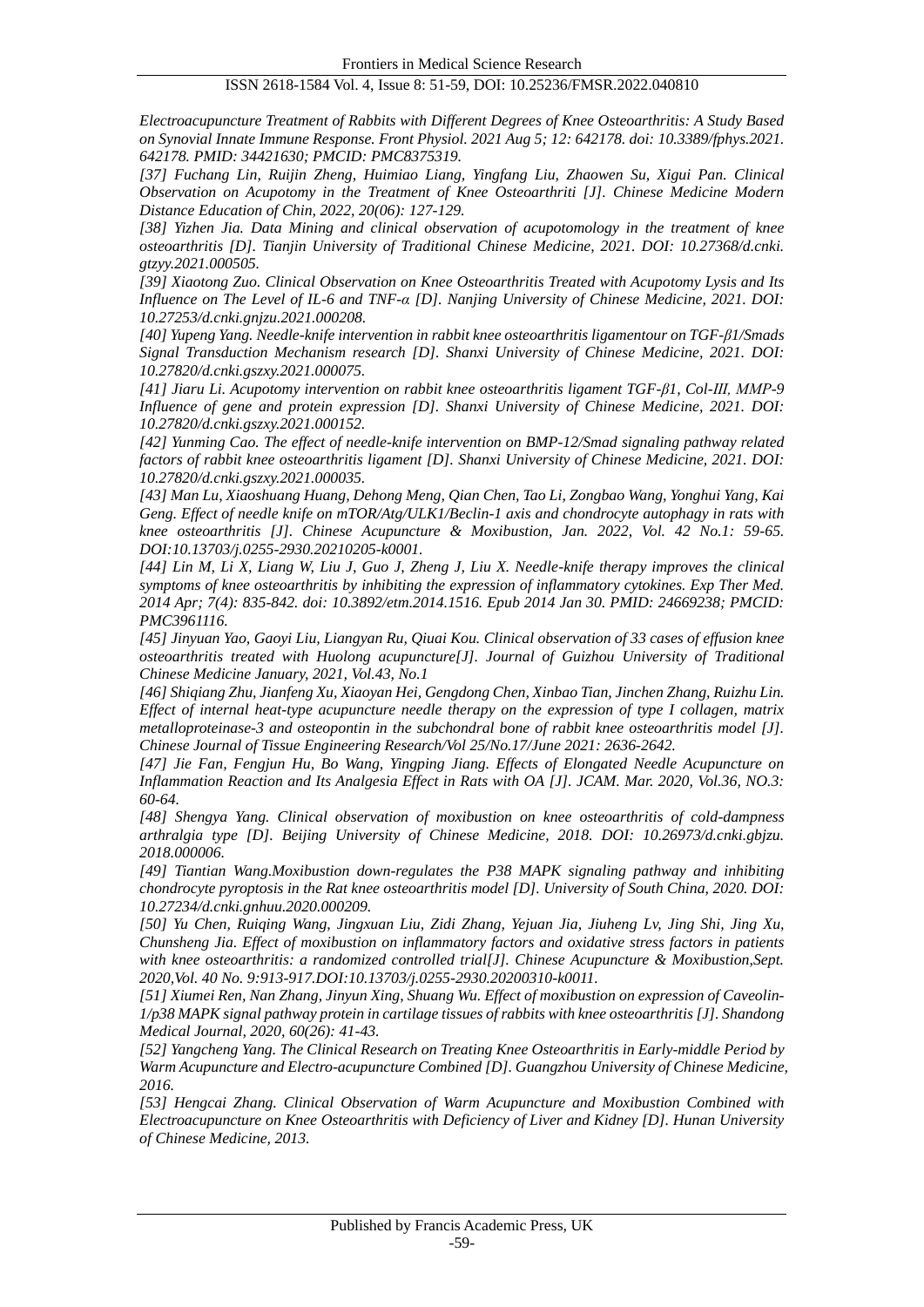*Electroacupuncture Treatment of Rabbits with Different Degrees of Knee Osteoarthritis: A Study Based on Synovial Innate Immune Response. Front Physiol. 2021 Aug 5; 12: 642178. doi: 10.3389/fphys.2021. 642178. PMID: 34421630; PMCID: PMC8375319.*

*[37] Fuchang Lin, Ruijin Zheng, Huimiao Liang, Yingfang Liu, Zhaowen Su, Xigui Pan. Clinical Observation on Acupotomy in the Treatment of Knee Osteoarthriti [J]. Chinese Medicine Modern Distance Education of Chin, 2022, 20(06): 127-129.*

*[38] Yizhen Jia. Data Mining and clinical observation of acupotomology in the treatment of knee osteoarthritis [D]. Tianjin University of Traditional Chinese Medicine, 2021. DOI: 10.27368/d.cnki. gtzyy.2021.000505.*

*[39] Xiaotong Zuo. Clinical Observation on Knee Osteoarthritis Treated with Acupotomy Lysis and Its Influence on The Level of IL-6 and TNF-α [D]. Nanjing University of Chinese Medicine, 2021. DOI: 10.27253/d.cnki.gnjzu.2021.000208.*

*[40] Yupeng Yang. Needle-knife intervention in rabbit knee osteoarthritis ligamentour on TGF-β1/Smads Signal Transduction Mechanism research [D]. Shanxi University of Chinese Medicine, 2021. DOI: 10.27820/d.cnki.gszxy.2021.000075.*

*[41] Jiaru Li. Acupotomy intervention on rabbit knee osteoarthritis ligament TGF-β1, Col-III, MMP-9 Influence of gene and protein expression [D]. Shanxi University of Chinese Medicine, 2021. DOI: 10.27820/d.cnki.gszxy.2021.000152.*

*[42] Yunming Cao. The effect of needle-knife intervention on BMP-12/Smad signaling pathway related factors of rabbit knee osteoarthritis ligament [D]. Shanxi University of Chinese Medicine, 2021. DOI: 10.27820/d.cnki.gszxy.2021.000035.*

*[43] Man Lu, Xiaoshuang Huang, Dehong Meng, Qian Chen, Tao Li, Zongbao Wang, Yonghui Yang, Kai Geng. Effect of needle knife on mTOR/Atg/ULK1/Beclin-1 axis and chondrocyte autophagy in rats with knee osteoarthritis [J]. Chinese Acupuncture & Moxibustion, Jan. 2022, Vol. 42 No.1: 59-65. DOI:10.13703/j.0255-2930.20210205-k0001.*

*[44] Lin M, Li X, Liang W, Liu J, Guo J, Zheng J, Liu X. Needle-knife therapy improves the clinical symptoms of knee osteoarthritis by inhibiting the expression of inflammatory cytokines. Exp Ther Med. 2014 Apr; 7(4): 835-842. doi: 10.3892/etm.2014.1516. Epub 2014 Jan 30. PMID: 24669238; PMCID: PMC3961116.*

*[45] Jinyuan Yao, Gaoyi Liu, Liangyan Ru, Qiuai Kou. Clinical observation of 33 cases of effusion knee osteoarthritis treated with Huolong acupuncture[J]. Journal of Guizhou University of Traditional Chinese Medicine January, 2021, Vol.43, No.1*

*[46] Shiqiang Zhu, Jianfeng Xu, Xiaoyan Hei, Gengdong Chen, Xinbao Tian, Jinchen Zhang, Ruizhu Lin. Effect of internal heat-type acupuncture needle therapy on the expression of type I collagen, matrix metalloproteinase-3 and osteopontin in the subchondral bone of rabbit knee osteoarthritis model [J]. Chinese Journal of Tissue Engineering Research/Vol 25/No.17/June 2021: 2636-2642.*

*[47] Jie Fan, Fengjun Hu, Bo Wang, Yingping Jiang. Effects of Elongated Needle Acupuncture on Inflammation Reaction and Its Analgesia Effect in Rats with OA [J]. JCAM. Mar. 2020, Vol.36, NO.3: 60-64.*

*[48] Shengya Yang. Clinical observation of moxibustion on knee osteoarthritis of cold-dampness arthralgia type [D]. Beijing University of Chinese Medicine, 2018. DOI: 10.26973/d.cnki.gbjzu. 2018.000006.*

*[49] Tiantian Wang.Moxibustion down-regulates the P38 MAPK signaling pathway and inhibiting chondrocyte pyroptosis in the Rat knee osteoarthritis model [D]. University of South China, 2020. DOI: 10.27234/d.cnki.gnhuu.2020.000209.*

*[50] Yu Chen, Ruiqing Wang, Jingxuan Liu, Zidi Zhang, Yejuan Jia, Jiuheng Lv, Jing Shi, Jing Xu, Chunsheng Jia. Effect of moxibustion on inflammatory factors and oxidative stress factors in patients with knee osteoarthritis: a randomized controlled trial[J]. Chinese Acupuncture & Moxibustion,Sept. 2020,Vol. 40 No. 9:913-917.DOI:10.13703/j.0255-2930.20200310-k0011.*

*[51] Xiumei Ren, Nan Zhang, Jinyun Xing, Shuang Wu. Effect of moxibustion on expression of Caveolin-1/p38 MAPK signal pathway protein in cartilage tissues of rabbits with knee osteoarthritis [J]. Shandong Medical Journal, 2020, 60(26): 41-43.*

*[52] Yangcheng Yang. The Clinical Research on Treating Knee Osteoarthritis in Early-middle Period by Warm Acupuncture and Electro-acupuncture Combined [D]. Guangzhou University of Chinese Medicine, 2016.*

*[53] Hengcai Zhang. Clinical Observation of Warm Acupuncture and Moxibustion Combined with Electroacupuncture on Knee Osteoarthritis with Deficiency of Liver and Kidney [D]. Hunan University of Chinese Medicine, 2013.*